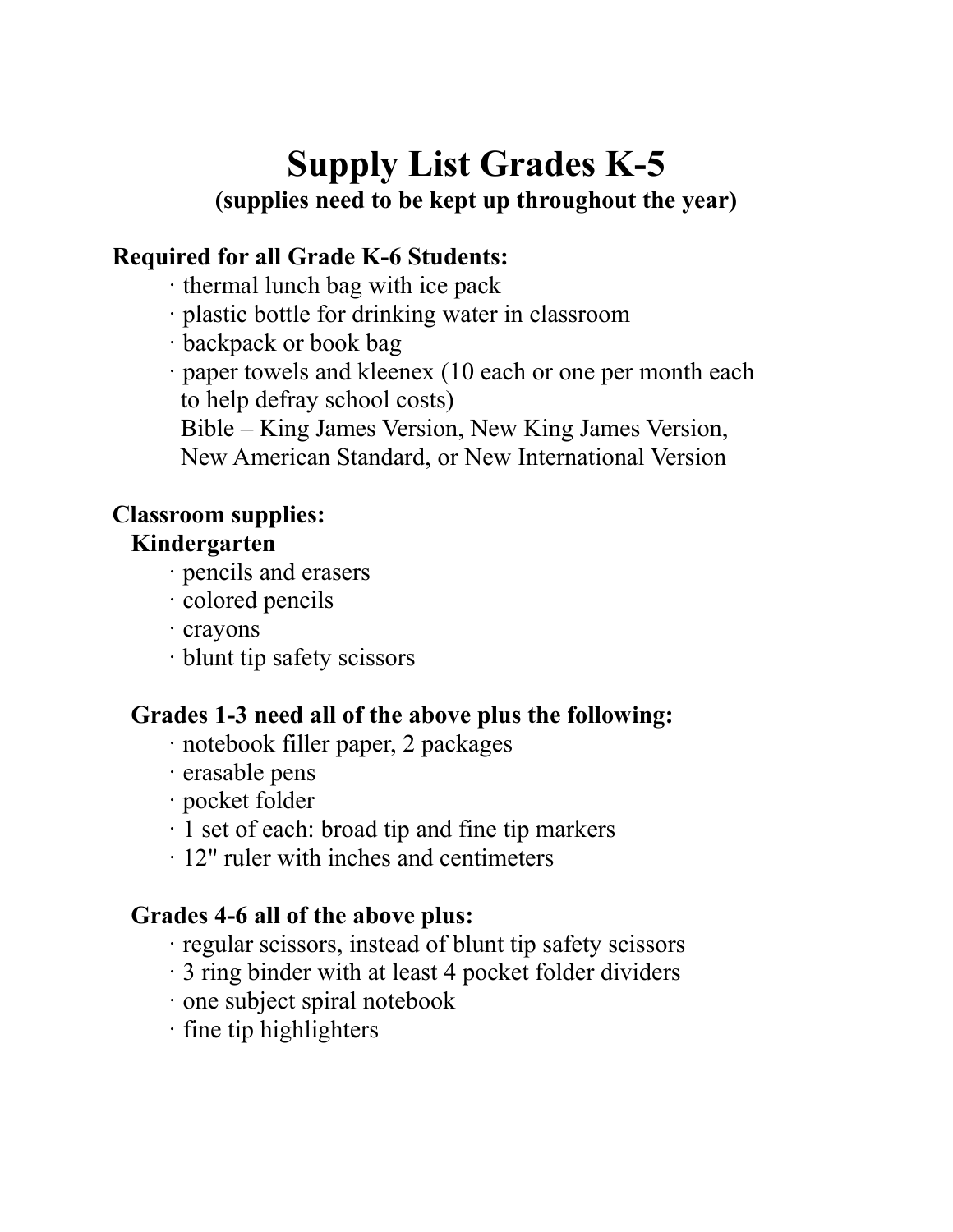# Supply List Grades K-5

**(supplies need to be kept up throughout the year)**

**Required for all Grade K-6 Students:**

- thermal lunch bag with ice pack
- plastic bottle for drinking water in classroom
- backpack or book bag
- paper towels and kleenex (10 each or one per month each to help defray school costs)

  Bible – King James Version, New King James Version, New American Standard, or New International Version

**Classroom supplies:**

**Kindergarten**

- pencils and erasers
- colored pencils
- crayons
- blunt tip safety scissors

**Grades 1-3 need all of the above plus the following:**

- notebook filler paper, 2 packages
- erasable pens
- pocket folder
- 1 set of each: broad tip and fine tip markers
- 12" ruler with inches and centimeters

**Grades 4-6 all of the above plus:**

- regular scissors, instead of blunt tip safety scissors
- 3 ring binder with at least 4 pocket folder dividers
- one subject spiral notebook
- fine tip highlighters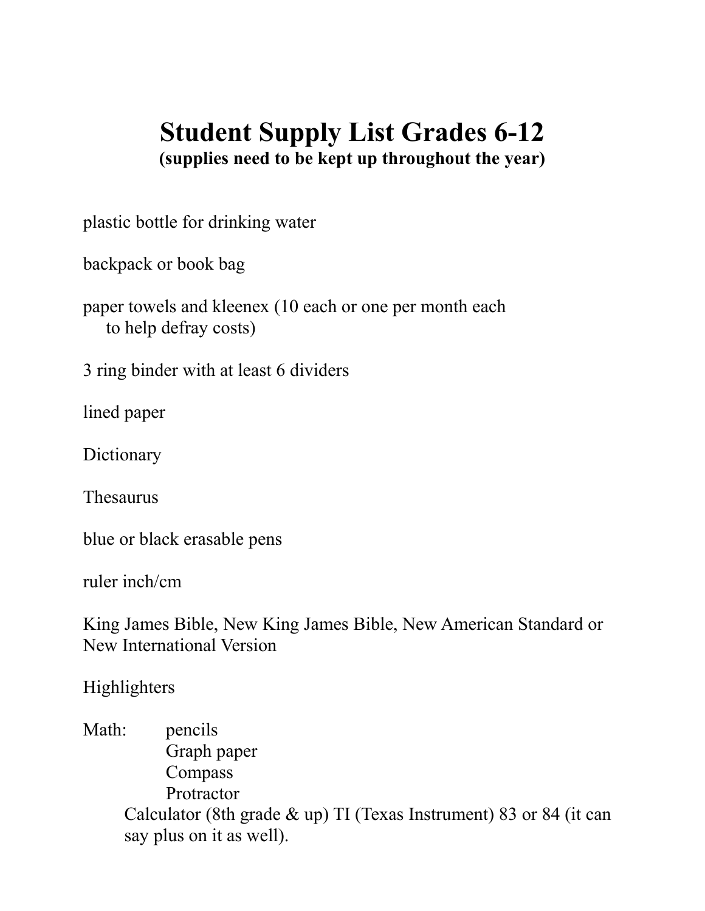# Student Supply List Grades 6-12

**(supplies need to be kept up throughout the year)**

plastic bottle for drinking water

backpack or book bag

paper towels and kleenex (10 each or one per month each to help defray costs)

3 ring binder with at least 6 dividers

lined paper

Dictionary

Thesaurus

blue or black erasable pens

ruler inch/cm

King James Bible, New King James Bible, New American Standard or New International Version

Highlighters

Math:
- pencils
- Graph paper
- Compass
- Protractor

Calculator (8th grade & up) TI (Texas Instrument) 83 or 84 (it can say plus on it as well).